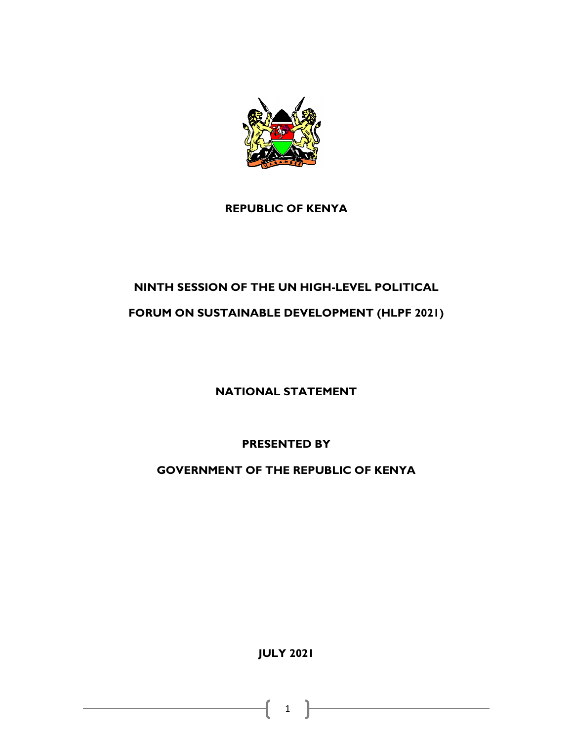**REPUBLIC OF KENYA**

**NINTH SESSION OF THE UN HIGH-LEVEL POLITICAL FORUM ON SUSTAINABLE DEVELOPMENT (HLPF 2021)**

**NATIONAL STATEMENT**

**PRESENTED BY**

**GOVERNMENT OF THE REPUBLIC OF KENYA**

**JULY 2021**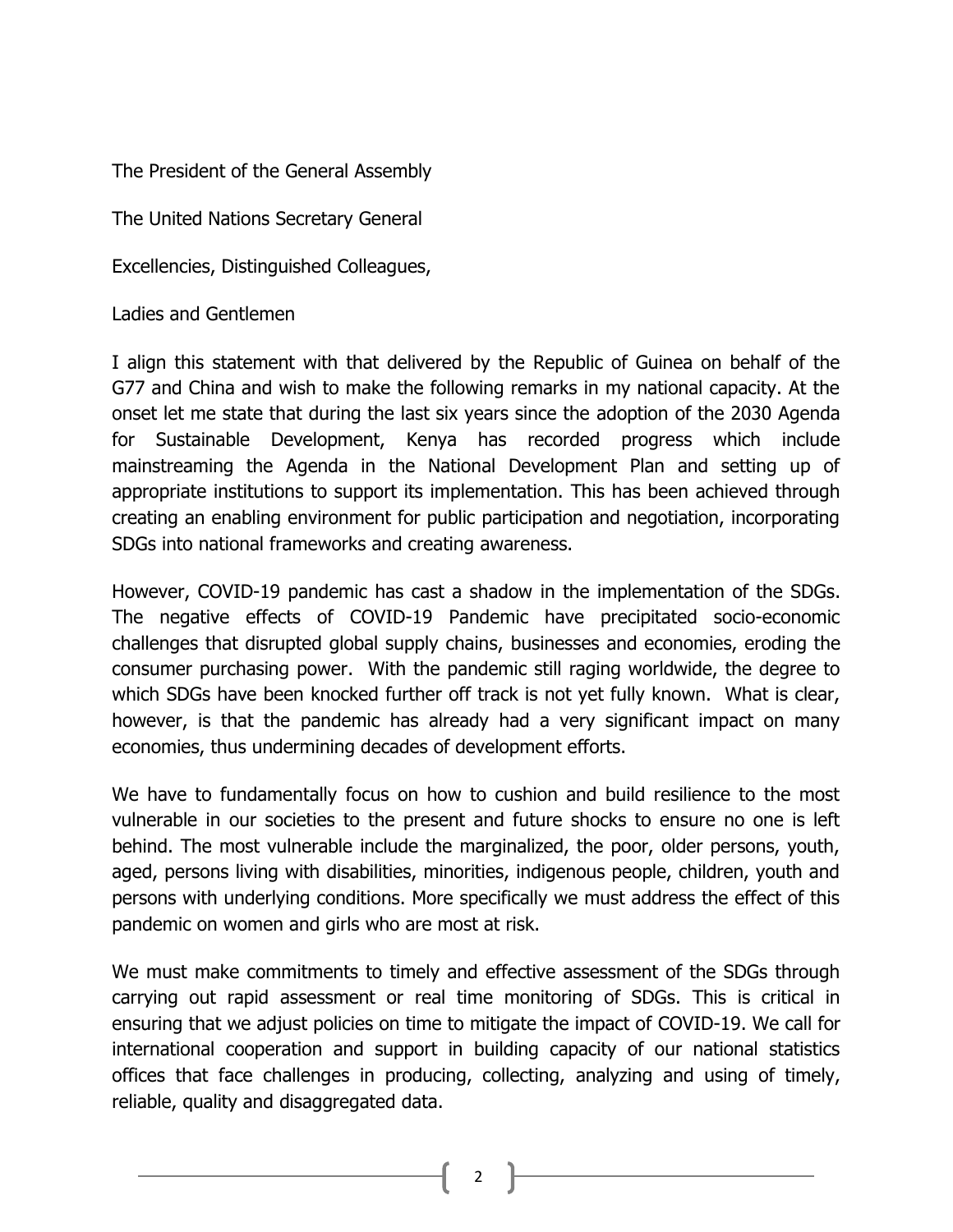The President of the General Assembly

The United Nations Secretary General

Excellencies, Distinguished Colleagues,

Ladies and Gentlemen

I align this statement with that delivered by the Republic of Guinea on behalf of the G77 and China and wish to make the following remarks in my national capacity. At the onset let me state that during the last six years since the adoption of the 2030 Agenda for Sustainable Development, Kenya has recorded progress which include mainstreaming the Agenda in the National Development Plan and setting up of appropriate institutions to support its implementation. This has been achieved through creating an enabling environment for public participation and negotiation, incorporating SDGs into national frameworks and creating awareness.

However, COVID-19 pandemic has cast a shadow in the implementation of the SDGs. The negative effects of COVID-19 Pandemic have precipitated socio-economic challenges that disrupted global supply chains, businesses and economies, eroding the consumer purchasing power. With the pandemic still raging worldwide, the degree to which SDGs have been knocked further off track is not yet fully known. What is clear, however, is that the pandemic has already had a very significant impact on many economies, thus undermining decades of development efforts.

We have to fundamentally focus on how to cushion and build resilience to the most vulnerable in our societies to the present and future shocks to ensure no one is left behind. The most vulnerable include the marginalized, the poor, older persons, youth, aged, persons living with disabilities, minorities, indigenous people, children, youth and persons with underlying conditions. More specifically we must address the effect of this pandemic on women and girls who are most at risk.

We must make commitments to timely and effective assessment of the SDGs through carrying out rapid assessment or real time monitoring of SDGs. This is critical in ensuring that we adjust policies on time to mitigate the impact of COVID-19. We call for international cooperation and support in building capacity of our national statistics offices that face challenges in producing, collecting, analyzing and using of timely, reliable, quality and disaggregated data.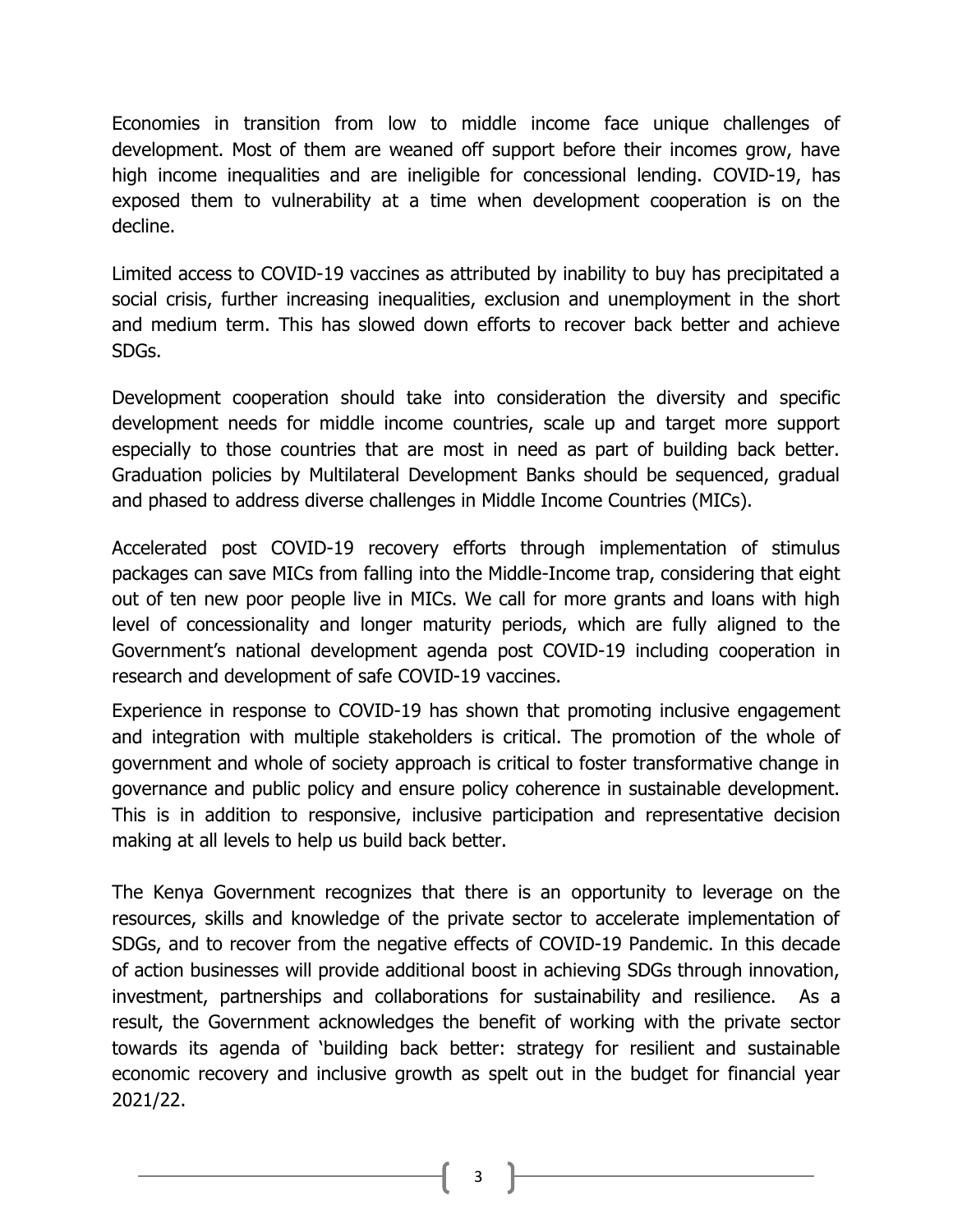Economies in transition from low to middle income face unique challenges of development. Most of them are weaned off support before their incomes grow, have high income inequalities and are ineligible for concessional lending. COVID-19, has exposed them to vulnerability at a time when development cooperation is on the decline.

Limited access to COVID-19 vaccines as attributed by inability to buy has precipitated a social crisis, further increasing inequalities, exclusion and unemployment in the short and medium term. This has slowed down efforts to recover back better and achieve SDGs.

Development cooperation should take into consideration the diversity and specific development needs for middle income countries, scale up and target more support especially to those countries that are most in need as part of building back better. Graduation policies by Multilateral Development Banks should be sequenced, gradual and phased to address diverse challenges in Middle Income Countries (MICs).

Accelerated post COVID-19 recovery efforts through implementation of stimulus packages can save MICs from falling into the Middle-Income trap, considering that eight out of ten new poor people live in MICs. We call for more grants and loans with high level of concessionality and longer maturity periods, which are fully aligned to the Government's national development agenda post COVID-19 including cooperation in research and development of safe COVID-19 vaccines.

Experience in response to COVID-19 has shown that promoting inclusive engagement and integration with multiple stakeholders is critical. The promotion of the whole of government and whole of society approach is critical to foster transformative change in governance and public policy and ensure policy coherence in sustainable development. This is in addition to responsive, inclusive participation and representative decision making at all levels to help us build back better.

The Kenya Government recognizes that there is an opportunity to leverage on the resources, skills and knowledge of the private sector to accelerate implementation of SDGs, and to recover from the negative effects of COVID-19 Pandemic. In this decade of action businesses will provide additional boost in achieving SDGs through innovation, investment, partnerships and collaborations for sustainability and resilience. As a result, the Government acknowledges the benefit of working with the private sector towards its agenda of 'building back better: strategy for resilient and sustainable economic recovery and inclusive growth as spelt out in the budget for financial year 2021/22.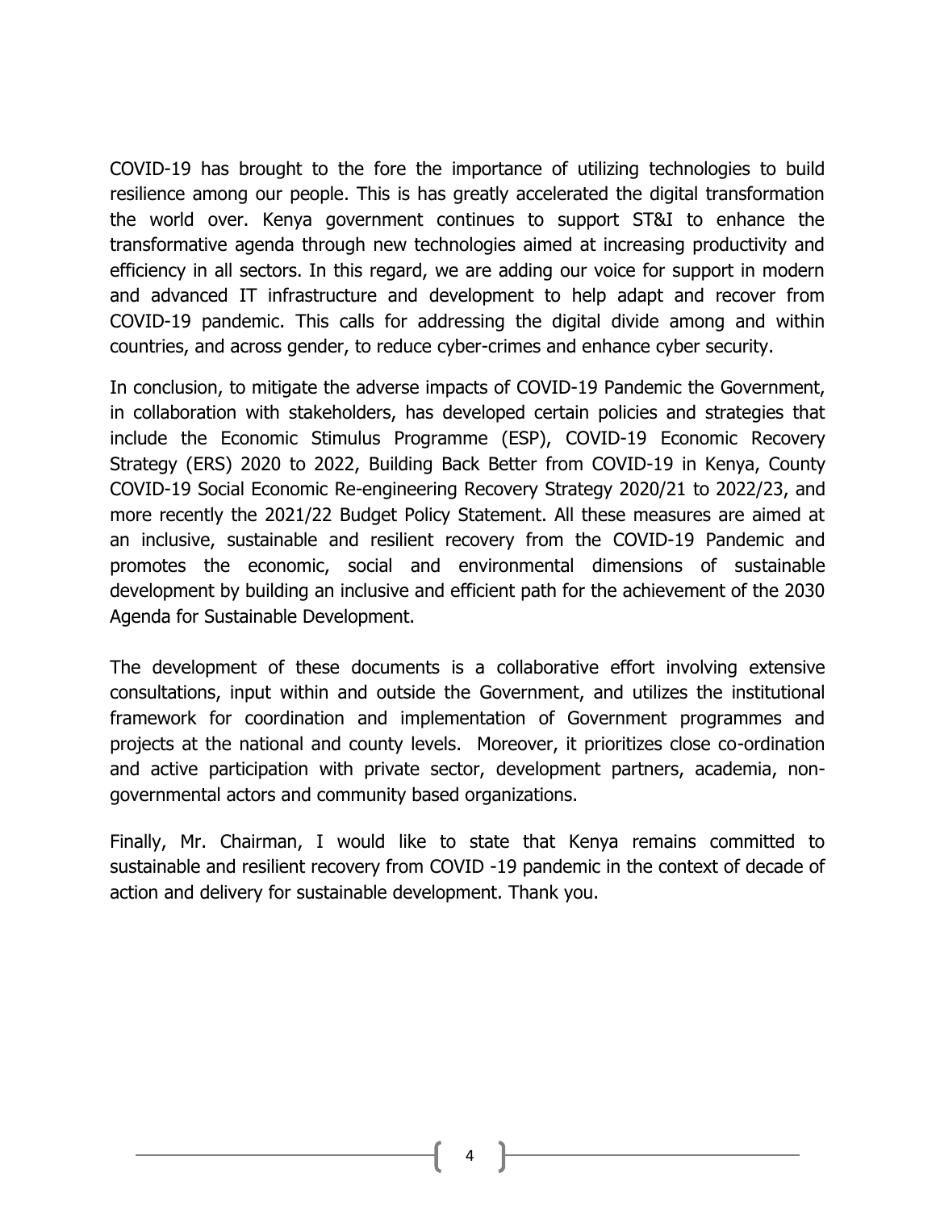COVID-19 has brought to the fore the importance of utilizing technologies to build resilience among our people. This is has greatly accelerated the digital transformation the world over. Kenya government continues to support ST&I to enhance the transformative agenda through new technologies aimed at increasing productivity and efficiency in all sectors. In this regard, we are adding our voice for support in modern and advanced IT infrastructure and development to help adapt and recover from COVID-19 pandemic. This calls for addressing the digital divide among and within countries, and across gender, to reduce cyber-crimes and enhance cyber security.

In conclusion, to mitigate the adverse impacts of COVID-19 Pandemic the Government, in collaboration with stakeholders, has developed certain policies and strategies that include the Economic Stimulus Programme (ESP), COVID-19 Economic Recovery Strategy (ERS) 2020 to 2022, Building Back Better from COVID-19 in Kenya, County COVID-19 Social Economic Re-engineering Recovery Strategy 2020/21 to 2022/23, and more recently the 2021/22 Budget Policy Statement. All these measures are aimed at an inclusive, sustainable and resilient recovery from the COVID-19 Pandemic and promotes the economic, social and environmental dimensions of sustainable development by building an inclusive and efficient path for the achievement of the 2030 Agenda for Sustainable Development.

The development of these documents is a collaborative effort involving extensive consultations, input within and outside the Government, and utilizes the institutional framework for coordination and implementation of Government programmes and projects at the national and county levels. Moreover, it prioritizes close co-ordination and active participation with private sector, development partners, academia, non-governmental actors and community based organizations.

Finally, Mr. Chairman, I would like to state that Kenya remains committed to sustainable and resilient recovery from COVID -19 pandemic in the context of decade of action and delivery for sustainable development. Thank you.